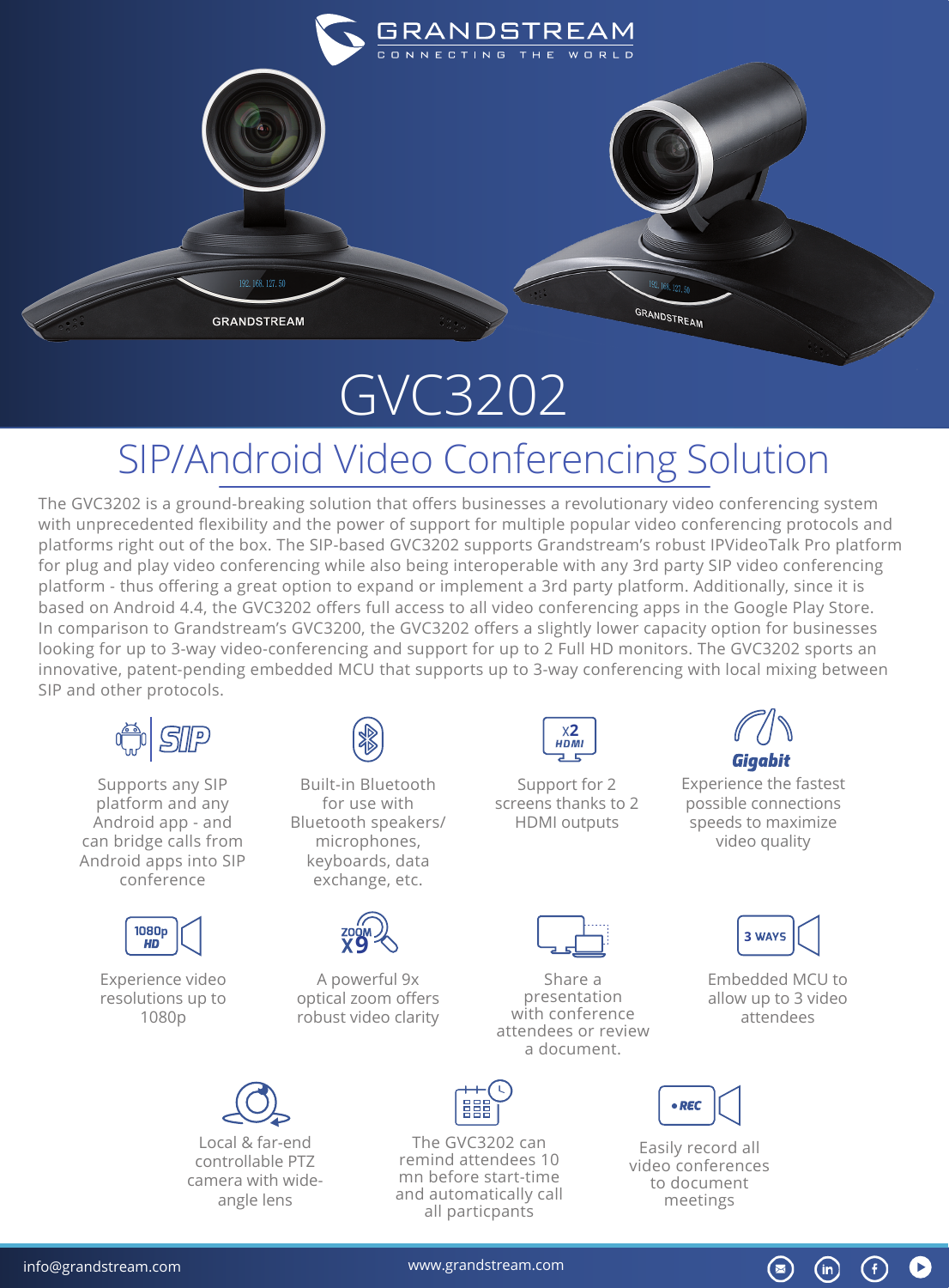GRANDSTREAM
CONNECTING THE WORLD

# GVC3202

## SIP/Android Video Conferencing Solution

The GVC3202 is a ground-breaking solution that offers businesses a revolutionary video conferencing system with unprecedented flexibility and the power of support for multiple popular video conferencing protocols and platforms right out of the box. The SIP-based GVC3202 supports Grandstream's robust IPVideoTalk Pro platform for plug and play video conferencing while also being interoperable with any 3rd party SIP video conferencing platform - thus offering a great option to expand or implement a 3rd party platform. Additionally, since it is based on Android 4.4, the GVC3202 offers full access to all video conferencing apps in the Google Play Store. In comparison to Grandstream's GVC3200, the GVC3202 offers a slightly lower capacity option for businesses looking for up to 3-way video-conferencing and support for up to 2 Full HD monitors. The GVC3202 sports an innovative, patent-pending embedded MCU that supports up to 3-way conferencing with local mixing between SIP and other protocols.

- Supports any SIP platform and any Android app - and can bridge calls from Android apps into SIP conference
- Built-in Bluetooth for use with Bluetooth speakers/ microphones, keyboards, data exchange, etc.
- Support for 2 screens thanks to 2 HDMI outputs
- **Gigabit** — Experience the fastest possible connections speeds to maximize video quality
- Experience video resolutions up to 1080p
- A powerful 9x optical zoom offers robust video clarity
- Share a presentation with conference attendees or review a document.
- Embedded MCU to allow up to 3 video attendees
- Local & far-end controllable PTZ camera with wide-angle lens
- The GVC3202 can remind attendees 10 mn before start-time and automatically call all particpants
- Easily record all video conferences to document meetings

info@grandstream.com www.grandstream.com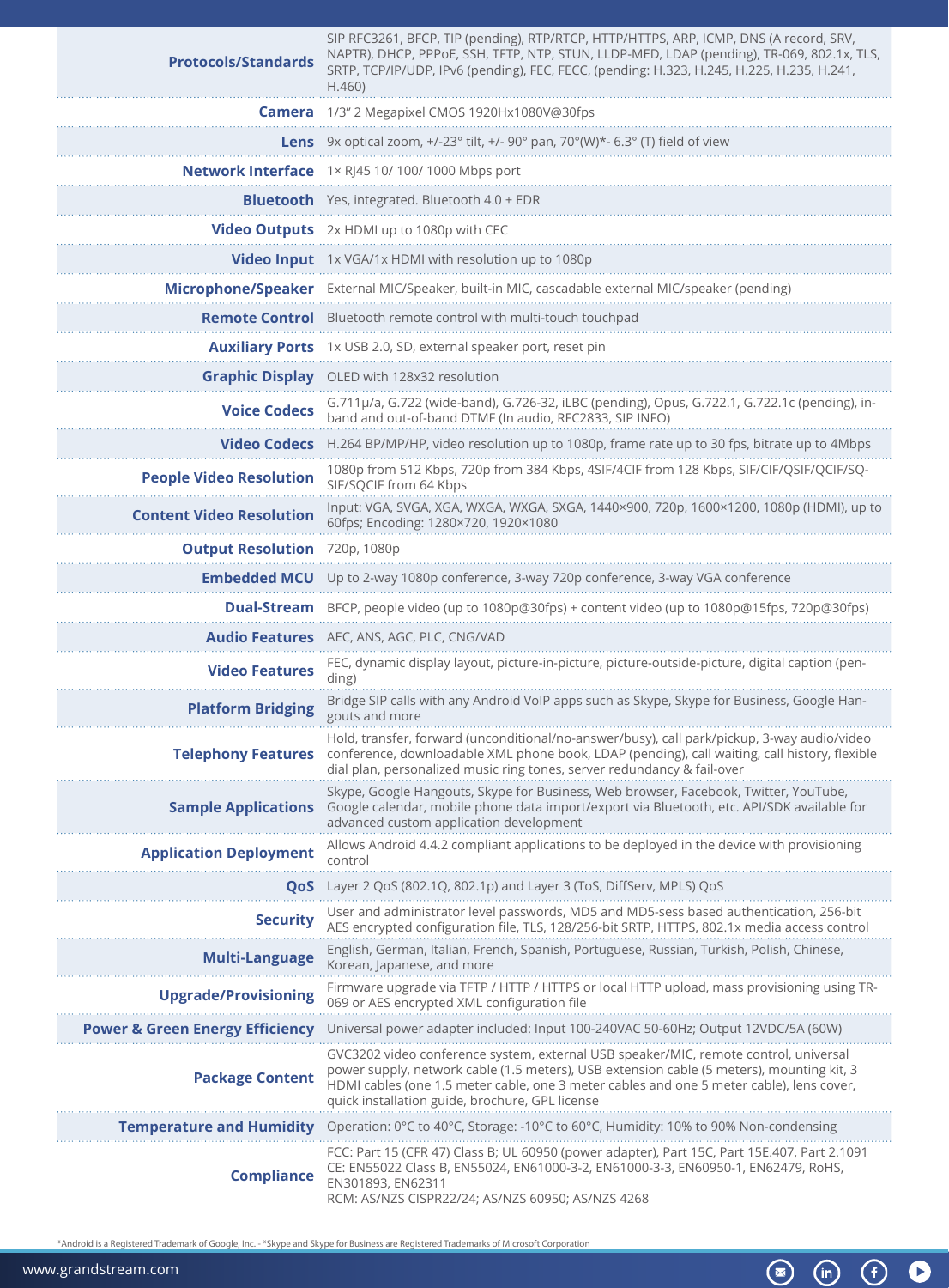| | |
|---|---|
| **Protocols/Standards** | SIP RFC3261, BFCP, TIP (pending), RTP/RTCP, HTTP/HTTPS, ARP, ICMP, DNS (A record, SRV, NAPTR), DHCP, PPPoE, SSH, TFTP, NTP, STUN, LLDP-MED, LDAP (pending), TR-069, 802.1x, TLS, SRTP, TCP/IP/UDP, IPv6 (pending), FEC, FECC, (pending: H.323, H.245, H.225, H.235, H.241, H.460) |
| **Camera** | 1/3" 2 Megapixel CMOS 1920Hx1080V@30fps |
| **Lens** | 9x optical zoom, +/-23° tilt, +/- 90° pan, 70°(W)*- 6.3° (T) field of view |
| **Network Interface** | 1× RJ45 10/ 100/ 1000 Mbps port |
| **Bluetooth** | Yes, integrated. Bluetooth 4.0 + EDR |
| **Video Outputs** | 2x HDMI up to 1080p with CEC |
| **Video Input** | 1x VGA/1x HDMI with resolution up to 1080p |
| **Microphone/Speaker** | External MIC/Speaker, built-in MIC, cascadable external MIC/speaker (pending) |
| **Remote Control** | Bluetooth remote control with multi-touch touchpad |
| **Auxiliary Ports** | 1x USB 2.0, SD, external speaker port, reset pin |
| **Graphic Display** | OLED with 128x32 resolution |
| **Voice Codecs** | G.711μ/a, G.722 (wide-band), G.726-32, iLBC (pending), Opus, G.722.1, G.722.1c (pending), in-band and out-of-band DTMF (In audio, RFC2833, SIP INFO) |
| **Video Codecs** | H.264 BP/MP/HP, video resolution up to 1080p, frame rate up to 30 fps, bitrate up to 4Mbps |
| **People Video Resolution** | 1080p from 512 Kbps, 720p from 384 Kbps, 4SIF/4CIF from 128 Kbps, SIF/CIF/QSIF/QCIF/SQ-SIF/SQCIF from 64 Kbps |
| **Content Video Resolution** | Input: VGA, SVGA, XGA, WXGA, WXGA, SXGA, 1440×900, 720p, 1600×1200, 1080p (HDMI), up to 60fps; Encoding: 1280×720, 1920×1080 |
| **Output Resolution** | 720p, 1080p |
| **Embedded MCU** | Up to 2-way 1080p conference, 3-way 720p conference, 3-way VGA conference |
| **Dual-Stream** | BFCP, people video (up to 1080p@30fps) + content video (up to 1080p@15fps, 720p@30fps) |
| **Audio Features** | AEC, ANS, AGC, PLC, CNG/VAD |
| **Video Features** | FEC, dynamic display layout, picture-in-picture, picture-outside-picture, digital caption (pending) |
| **Platform Bridging** | Bridge SIP calls with any Android VoIP apps such as Skype, Skype for Business, Google Hangouts and more |
| **Telephony Features** | Hold, transfer, forward (unconditional/no-answer/busy), call park/pickup, 3-way audio/video conference, downloadable XML phone book, LDAP (pending), call waiting, call history, flexible dial plan, personalized music ring tones, server redundancy & fail-over |
| **Sample Applications** | Skype, Google Hangouts, Skype for Business, Web browser, Facebook, Twitter, YouTube, Google calendar, mobile phone data import/export via Bluetooth, etc. API/SDK available for advanced custom application development |
| **Application Deployment** | Allows Android 4.4.2 compliant applications to be deployed in the device with provisioning control |
| **QoS** | Layer 2 QoS (802.1Q, 802.1p) and Layer 3 (ToS, DiffServ, MPLS) QoS |
| **Security** | User and administrator level passwords, MD5 and MD5-sess based authentication, 256-bit AES encrypted configuration file, TLS, 128/256-bit SRTP, HTTPS, 802.1x media access control |
| **Multi-Language** | English, German, Italian, French, Spanish, Portuguese, Russian, Turkish, Polish, Chinese, Korean, Japanese, and more |
| **Upgrade/Provisioning** | Firmware upgrade via TFTP / HTTP / HTTPS or local HTTP upload, mass provisioning using TR-069 or AES encrypted XML configuration file |
| **Power & Green Energy Efficiency** | Universal power adapter included: Input 100-240VAC 50-60Hz; Output 12VDC/5A (60W) |
| **Package Content** | GVC3202 video conference system, external USB speaker/MIC, remote control, universal power supply, network cable (1.5 meters), USB extension cable (5 meters), mounting kit, 3 HDMI cables (one 1.5 meter cable, one 3 meter cables and one 5 meter cable), lens cover, quick installation guide, brochure, GPL license |
| **Temperature and Humidity** | Operation: 0°C to 40°C, Storage: -10°C to 60°C, Humidity: 10% to 90% Non-condensing |
| **Compliance** | FCC: Part 15 (CFR 47) Class B; UL 60950 (power adapter), Part 15C, Part 15E.407, Part 2.1091<br>CE: EN55022 Class B, EN55024, EN61000-3-2, EN61000-3-3, EN60950-1, EN62479, RoHS, EN301893, EN62311<br>RCM: AS/NZS CISPR22/24; AS/NZS 60950; AS/NZS 4268 |

*Android is a Registered Trademark of Google, Inc. - *Skype and Skype for Business are Registered Trademarks of Microsoft Corporation

www.grandstream.com